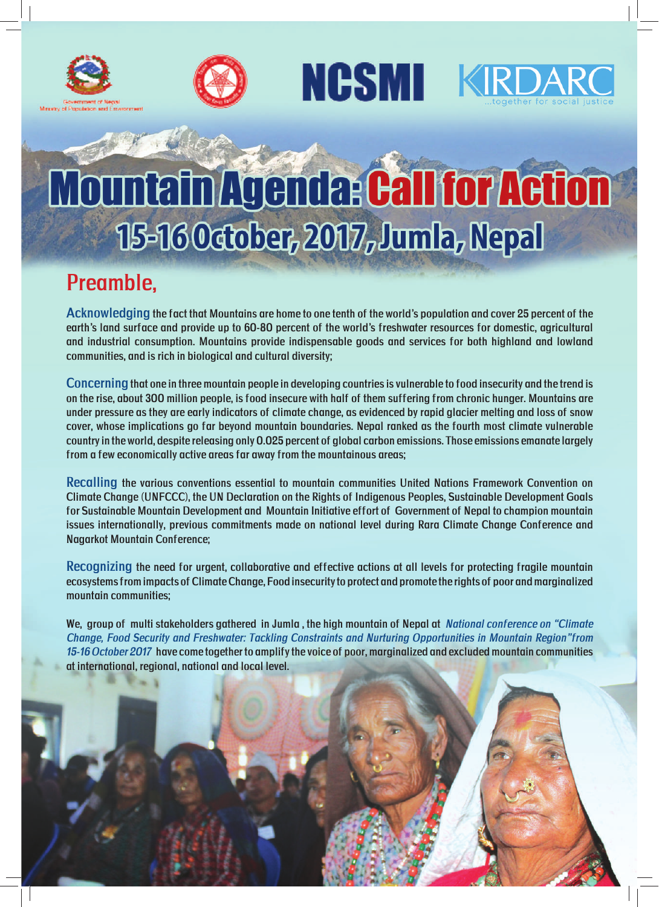Government of Nepal
Ministry of Population and Environment

NCSMI

KIRDARC
...together for social justice

# Mountain Agenda: Call for Action

## 15-16 October, 2017, Jumla, Nepal

## Preamble,

**Acknowledging** the fact that Mountains are home to one tenth of the world's population and cover 25 percent of the earth's land surface and provide up to 60-80 percent of the world's freshwater resources for domestic, agricultural and industrial consumption. Mountains provide indispensable goods and services for both highland and lowland communities, and is rich in biological and cultural diversity;

**Concerning** that one in three mountain people in developing countries is vulnerable to food insecurity and the trend is on the rise, about 300 million people, is food insecure with half of them suffering from chronic hunger. Mountains are under pressure as they are early indicators of climate change, as evidenced by rapid glacier melting and loss of snow cover, whose implications go far beyond mountain boundaries. Nepal ranked as the fourth most climate vulnerable country in the world, despite releasing only 0.025 percent of global carbon emissions. Those emissions emanate largely from a few economically active areas far away from the mountainous areas;

**Recalling** the various conventions essential to mountain communities United Nations Framework Convention on Climate Change (UNFCCC), the UN Declaration on the Rights of Indigenous Peoples, Sustainable Development Goals for Sustainable Mountain Development and Mountain Initiative effort of Government of Nepal to champion mountain issues internationally, previous commitments made on national level during Rara Climate Change Conference and Nagarkot Mountain Conference;

**Recognizing** the need for urgent, collaborative and effective actions at all levels for protecting fragile mountain ecosystems from impacts of Climate Change, Food insecurity to protect and promote the rights of poor and marginalized mountain communities;

We, group of multi stakeholders gathered in Jumla , the high mountain of Nepal at *National conference on "Climate Change, Food Security and Freshwater: Tackling Constraints and Nurturing Opportunities in Mountain Region" from 15-16 October 2017* have come together to amplify the voice of poor, marginalized and excluded mountain communities at international, regional, national and local level.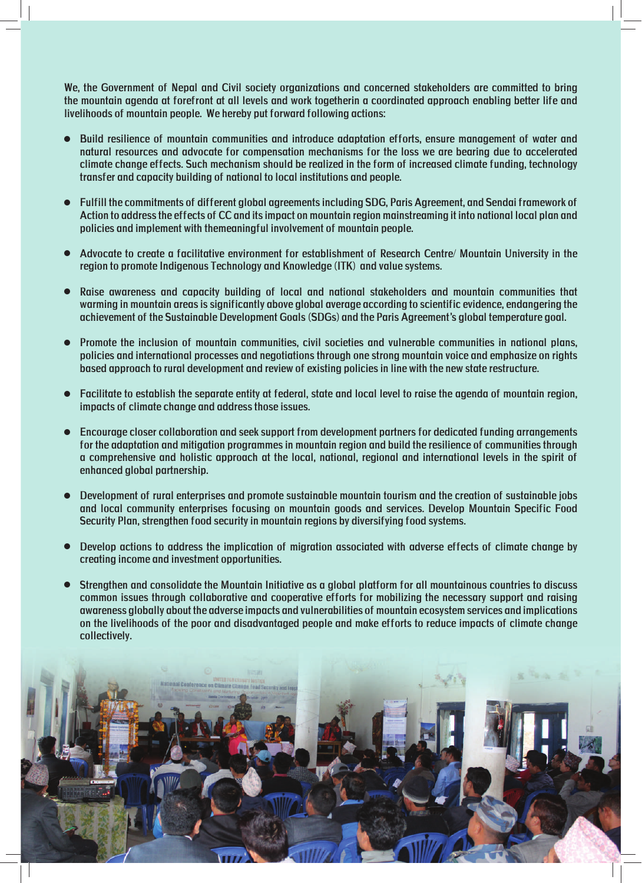We, the Government of Nepal and Civil society organizations and concerned stakeholders are committed to bring the mountain agenda at forefront at all levels and work togetherin a coordinated approach enabling better life and livelihoods of mountain people. We hereby put forward following actions:

- Build resilience of mountain communities and introduce adaptation efforts, ensure management of water and natural resources and advocate for compensation mechanisms for the loss we are bearing due to accelerated climate change effects. Such mechanism should be realized in the form of increased climate funding, technology transfer and capacity building of national to local institutions and people.

- Fulfill the commitments of different global agreements including SDG, Paris Agreement, and Sendai framework of Action to address the effects of CC and its impact on mountain region mainstreaming it into national local plan and policies and implement with themeaningful involvement of mountain people.

- Advocate to create a facilitative environment for establishment of Research Centre/ Mountain University in the region to promote Indigenous Technology and Knowledge (ITK) and value systems.

- Raise awareness and capacity building of local and national stakeholders and mountain communities that warming in mountain areas is significantly above global average according to scientific evidence, endangering the achievement of the Sustainable Development Goals (SDGs) and the Paris Agreement's global temperature goal.

- Promote the inclusion of mountain communities, civil societies and vulnerable communities in national plans, policies and international processes and negotiations through one strong mountain voice and emphasize on rights based approach to rural development and review of existing policies in line with the new state restructure.

- Facilitate to establish the separate entity at federal, state and local level to raise the agenda of mountain region, impacts of climate change and address those issues.

- Encourage closer collaboration and seek support from development partners for dedicated funding arrangements for the adaptation and mitigation programmes in mountain region and build the resilience of communities through a comprehensive and holistic approach at the local, national, regional and international levels in the spirit of enhanced global partnership.

- Development of rural enterprises and promote sustainable mountain tourism and the creation of sustainable jobs and local community enterprises focusing on mountain goods and services. Develop Mountain Specific Food Security Plan, strengthen food security in mountain regions by diversifying food systems.

- Develop actions to address the implication of migration associated with adverse effects of climate change by creating income and investment opportunities.

- Strengthen and consolidate the Mountain Initiative as a global platform for all mountainous countries to discuss common issues through collaborative and cooperative efforts for mobilizing the necessary support and raising awareness globally about the adverse impacts and vulnerabilities of mountain ecosystem services and implications on the livelihoods of the poor and disadvantaged people and make efforts to reduce impacts of climate change collectively.